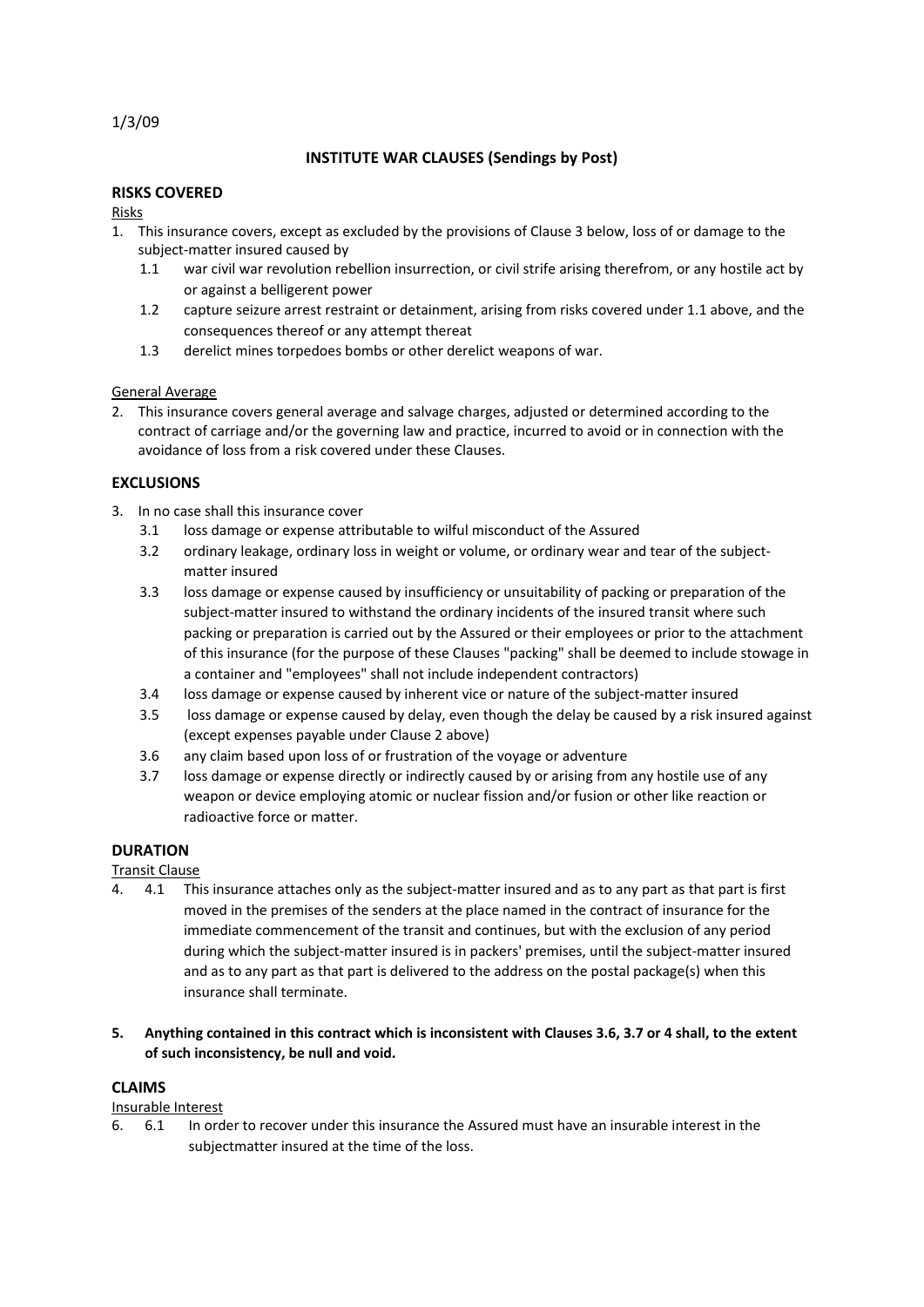1/3/09

# INSTITUTE WAR CLAUSES (Sendings by Post)

## RISKS COVERED

Risks

1. This insurance covers, except as excluded by the provisions of Clause 3 below, loss of or damage to the subject-matter insured caused by
   - 1.1 war civil war revolution rebellion insurrection, or civil strife arising therefrom, or any hostile act by or against a belligerent power
   - 1.2 capture seizure arrest restraint or detainment, arising from risks covered under 1.1 above, and the consequences thereof or any attempt thereat
   - 1.3 derelict mines torpedoes bombs or other derelict weapons of war.

General Average

2. This insurance covers general average and salvage charges, adjusted or determined according to the contract of carriage and/or the governing law and practice, incurred to avoid or in connection with the avoidance of loss from a risk covered under these Clauses.

## EXCLUSIONS

3. In no case shall this insurance cover
   - 3.1 loss damage or expense attributable to wilful misconduct of the Assured
   - 3.2 ordinary leakage, ordinary loss in weight or volume, or ordinary wear and tear of the subject-matter insured
   - 3.3 loss damage or expense caused by insufficiency or unsuitability of packing or preparation of the subject-matter insured to withstand the ordinary incidents of the insured transit where such packing or preparation is carried out by the Assured or their employees or prior to the attachment of this insurance (for the purpose of these Clauses "packing" shall be deemed to include stowage in a container and "employees" shall not include independent contractors)
   - 3.4 loss damage or expense caused by inherent vice or nature of the subject-matter insured
   - 3.5 loss damage or expense caused by delay, even though the delay be caused by a risk insured against (except expenses payable under Clause 2 above)
   - 3.6 any claim based upon loss of or frustration of the voyage or adventure
   - 3.7 loss damage or expense directly or indirectly caused by or arising from any hostile use of any weapon or device employing atomic or nuclear fission and/or fusion or other like reaction or radioactive force or matter.

## DURATION

Transit Clause

4. 4.1 This insurance attaches only as the subject-matter insured and as to any part as that part is first moved in the premises of the senders at the place named in the contract of insurance for the immediate commencement of the transit and continues, but with the exclusion of any period during which the subject-matter insured is in packers' premises, until the subject-matter insured and as to any part as that part is delivered to the address on the postal package(s) when this insurance shall terminate.

5. **Anything contained in this contract which is inconsistent with Clauses 3.6, 3.7 or 4 shall, to the extent of such inconsistency, be null and void.**

## CLAIMS

Insurable Interest

6. 6.1 In order to recover under this insurance the Assured must have an insurable interest in the subjectmatter insured at the time of the loss.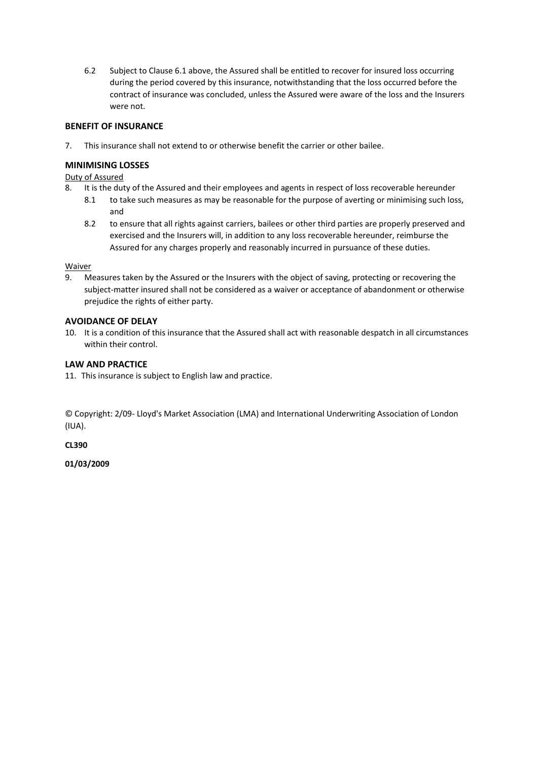6.2 Subject to Clause 6.1 above, the Assured shall be entitled to recover for insured loss occurring during the period covered by this insurance, notwithstanding that the loss occurred before the contract of insurance was concluded, unless the Assured were aware of the loss and the Insurers were not.

**BENEFIT OF INSURANCE**

7. This insurance shall not extend to or otherwise benefit the carrier or other bailee.

**MINIMISING LOSSES**

Duty of Assured

8. It is the duty of the Assured and their employees and agents in respect of loss recoverable hereunder
   - 8.1 to take such measures as may be reasonable for the purpose of averting or minimising such loss, and
   - 8.2 to ensure that all rights against carriers, bailees or other third parties are properly preserved and exercised and the Insurers will, in addition to any loss recoverable hereunder, reimburse the Assured for any charges properly and reasonably incurred in pursuance of these duties.

Waiver

9. Measures taken by the Assured or the Insurers with the object of saving, protecting or recovering the subject-matter insured shall not be considered as a waiver or acceptance of abandonment or otherwise prejudice the rights of either party.

**AVOIDANCE OF DELAY**

10. It is a condition of this insurance that the Assured shall act with reasonable despatch in all circumstances within their control.

**LAW AND PRACTICE**

11. This insurance is subject to English law and practice.

© Copyright: 2/09- Lloyd's Market Association (LMA) and International Underwriting Association of London (IUA).

**CL390**

**01/03/2009**